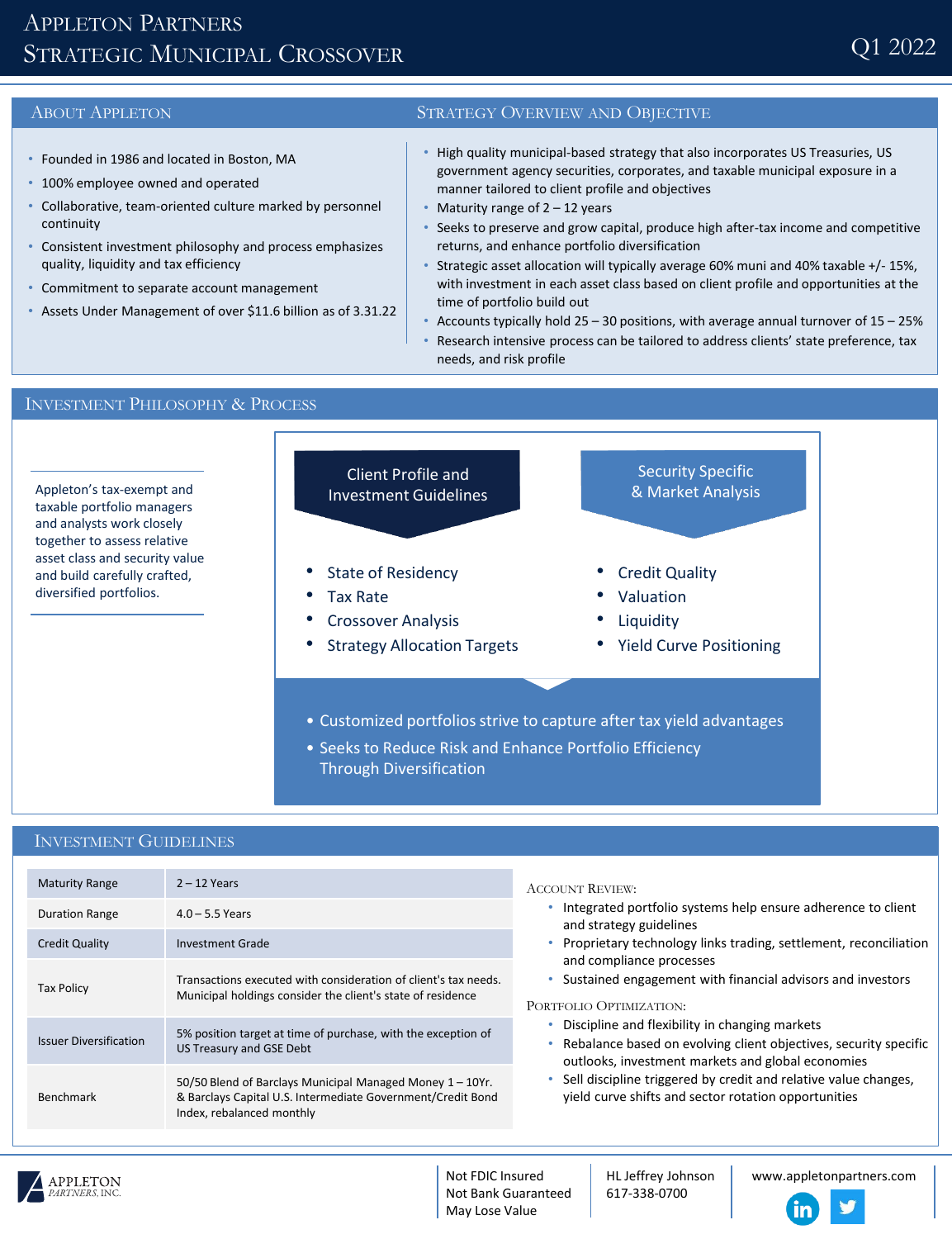# Appleton Partners
# Strategic Municipal Crossover

Q1 2022

## About Appleton

- Founded in 1986 and located in Boston, MA
- 100% employee owned and operated
- Collaborative, team-oriented culture marked by personnel continuity
- Consistent investment philosophy and process emphasizes quality, liquidity and tax efficiency
- Commitment to separate account management
- Assets Under Management of over $11.6 billion as of 3.31.22

## Strategy Overview and Objective

- High quality municipal-based strategy that also incorporates US Treasuries, US government agency securities, corporates, and taxable municipal exposure in a manner tailored to client profile and objectives
- Maturity range of 2 – 12 years
- Seeks to preserve and grow capital, produce high after-tax income and competitive returns, and enhance portfolio diversification
- Strategic asset allocation will typically average 60% muni and 40% taxable +/- 15%, with investment in each asset class based on client profile and opportunities at the time of portfolio build out
- Accounts typically hold 25 – 30 positions, with average annual turnover of 15 – 25%
- Research intensive process can be tailored to address clients' state preference, tax needs, and risk profile

## Investment Philosophy & Process

Appleton's tax-exempt and taxable portfolio managers and analysts work closely together to assess relative asset class and security value and build carefully crafted, diversified portfolios.

**Client Profile and Investment Guidelines**

- State of Residency
- Tax Rate
- Crossover Analysis
- Strategy Allocation Targets

**Security Specific & Market Analysis**

- Credit Quality
- Valuation
- Liquidity
- Yield Curve Positioning

- Customized portfolios strive to capture after tax yield advantages
- Seeks to Reduce Risk and Enhance Portfolio Efficiency Through Diversification

## Investment Guidelines

| | |
|---|---|
| Maturity Range | 2 – 12 Years |
| Duration Range | 4.0 – 5.5 Years |
| Credit Quality | Investment Grade |
| Tax Policy | Transactions executed with consideration of client's tax needs. Municipal holdings consider the client's state of residence |
| Issuer Diversification | 5% position target at time of purchase, with the exception of US Treasury and GSE Debt |
| Benchmark | 50/50 Blend of Barclays Municipal Managed Money 1 – 10Yr. & Barclays Capital U.S. Intermediate Government/Credit Bond Index, rebalanced monthly |

### Account Review:

- Integrated portfolio systems help ensure adherence to client and strategy guidelines
- Proprietary technology links trading, settlement, reconciliation and compliance processes
- Sustained engagement with financial advisors and investors

### Portfolio Optimization:

- Discipline and flexibility in changing markets
- Rebalance based on evolving client objectives, security specific outlooks, investment markets and global economies
- Sell discipline triggered by credit and relative value changes, yield curve shifts and sector rotation opportunities

APPLETON PARTNERS, INC.

Not FDIC Insured
Not Bank Guaranteed
May Lose Value

HL Jeffrey Johnson
617-338-0700

www.appletonpartners.com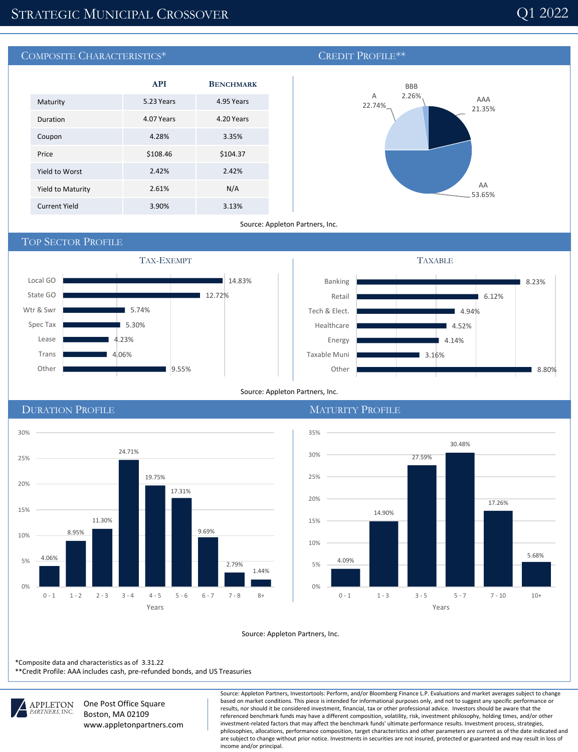# Strategic Municipal Crossover

Q1 2022

## Composite Characteristics*

| | API | Benchmark |
|---|---|---|
| Maturity | 5.23 Years | 4.95 Years |
| Duration | 4.07 Years | 4.20 Years |
| Coupon | 4.28% | 3.35% |
| Price | $108.46 | $104.37 |
| Yield to Worst | 2.42% | 2.42% |
| Yield to Maturity | 2.61% | N/A |
| Current Yield | 3.90% | 3.13% |

## Credit Profile**

BBB 2.26%
A 22.74%
AAA 21.35%
AA 53.65%

Source: Appleton Partners, Inc.

## Top Sector Profile

### Tax-Exempt

Local GO 14.83%
State GO 12.72%
Wtr & Swr 5.74%
Spec Tax 5.30%
Lease 4.23%
Trans 4.06%
Other 9.55%

### Taxable

Banking 8.23%
Retail 6.12%
Tech & Elect. 4.94%
Healthcare 4.52%
Energy 4.14%
Taxable Muni 3.16%
Other 8.80%

Source: Appleton Partners, Inc.

## Duration Profile

0%
5%
10%
15%
20%
25%
30%

0 - 1: 4.06%
1 - 2: 8.95%
2 - 3: 11.30%
3 - 4: 24.71%
4 - 5: 19.75%
5 - 6: 17.31%
6 - 7: 9.69%
7 - 8: 2.79%
8+: 1.44%

Years

## Maturity Profile

0%
5%
10%
15%
20%
25%
30%
35%

0 - 1: 4.09%
1 - 3: 14.90%
3 - 5: 27.59%
5 - 7: 30.48%
7 - 10: 17.26%
10+: 5.68%

Years

Source: Appleton Partners, Inc.

*Composite data and characteristics as of 3.31.22
**Credit Profile: AAA includes cash, pre-refunded bonds, and US Treasuries

Appleton Partners, Inc.
One Post Office Square
Boston, MA 02109
www.appletonpartners.com

Source: Appleton Partners, Investortools: Perform, and/or Bloomberg Finance L.P. Evaluations and market averages subject to change based on market conditions. This piece is intended for informational purposes only, and not to suggest any specific performance or results, nor should it be considered investment, financial, tax or other professional advice. Investors should be aware that the referenced benchmark funds may have a different composition, volatility, risk, investment philosophy, holding times, and/or other investment-related factors that may affect the benchmark funds' ultimate performance results. Investment process, strategies, philosophies, allocations, performance composition, target characteristics and other parameters are current as of the date indicated and are subject to change without prior notice. Investments in securities are not insured, protected or guaranteed and may result in loss of income and/or principal.